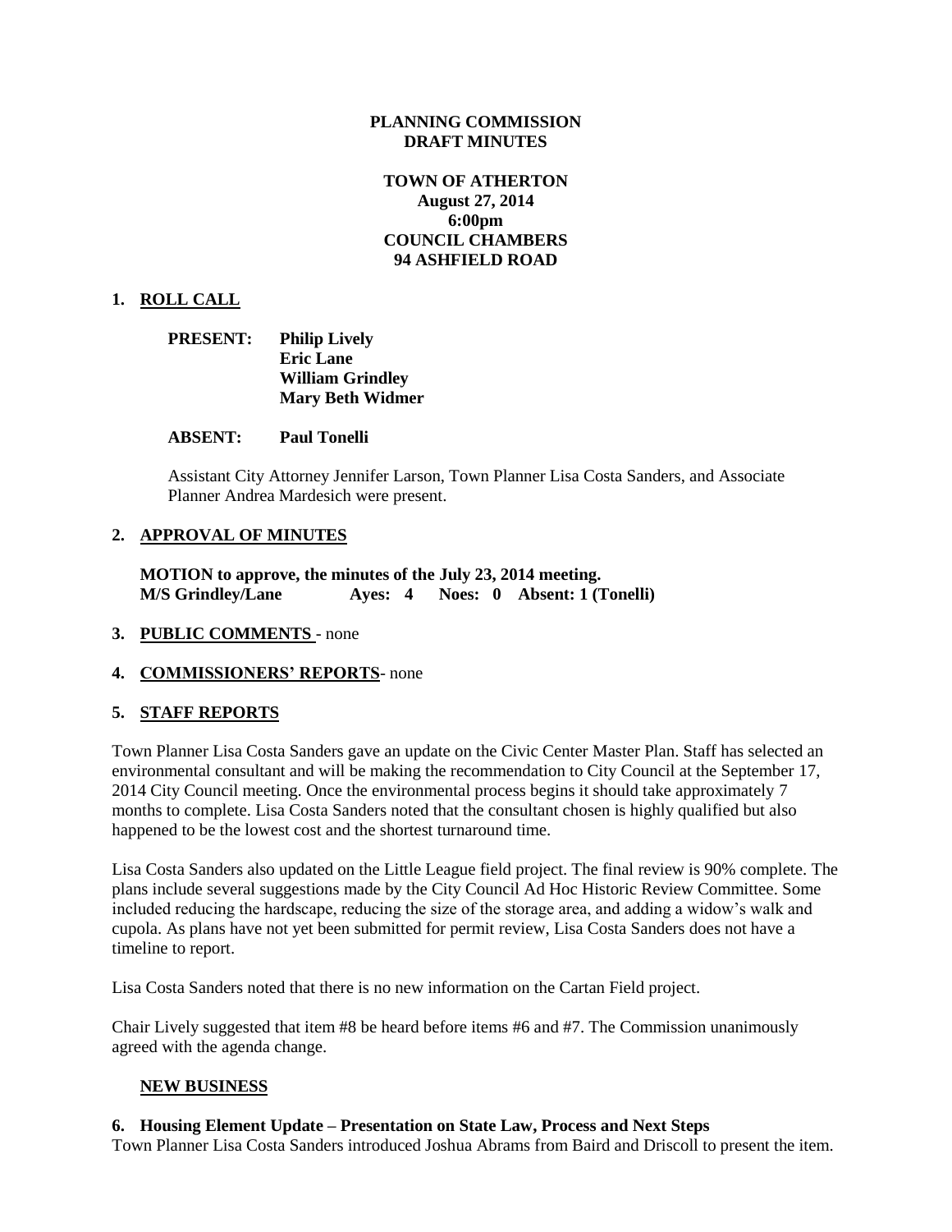**PLANNING COMMISSION**
**DRAFT MINUTES**

**TOWN OF ATHERTON**
**August 27, 2014**
**6:00pm**
**COUNCIL CHAMBERS**
**94 ASHFIELD ROAD**

## 1. ROLL CALL

**PRESENT:** **Philip Lively**
**Eric Lane**
**William Grindley**
**Mary Beth Widmer**

**ABSENT:** **Paul Tonelli**

Assistant City Attorney Jennifer Larson, Town Planner Lisa Costa Sanders, and Associate Planner Andrea Mardesich were present.

## 2. APPROVAL OF MINUTES

**MOTION to approve, the minutes of the July 23, 2014 meeting.**
**M/S Grindley/Lane Ayes: 4 Noes: 0 Absent: 1 (Tonelli)**

## 3. PUBLIC COMMENTS - none

## 4. COMMISSIONERS' REPORTS- none

## 5. STAFF REPORTS

Town Planner Lisa Costa Sanders gave an update on the Civic Center Master Plan. Staff has selected an environmental consultant and will be making the recommendation to City Council at the September 17, 2014 City Council meeting. Once the environmental process begins it should take approximately 7 months to complete. Lisa Costa Sanders noted that the consultant chosen is highly qualified but also happened to be the lowest cost and the shortest turnaround time.

Lisa Costa Sanders also updated on the Little League field project. The final review is 90% complete. The plans include several suggestions made by the City Council Ad Hoc Historic Review Committee. Some included reducing the hardscape, reducing the size of the storage area, and adding a widow's walk and cupola. As plans have not yet been submitted for permit review, Lisa Costa Sanders does not have a timeline to report.

Lisa Costa Sanders noted that there is no new information on the Cartan Field project.

Chair Lively suggested that item #8 be heard before items #6 and #7. The Commission unanimously agreed with the agenda change.

## NEW BUSINESS

**6. Housing Element Update – Presentation on State Law, Process and Next Steps**
Town Planner Lisa Costa Sanders introduced Joshua Abrams from Baird and Driscoll to present the item.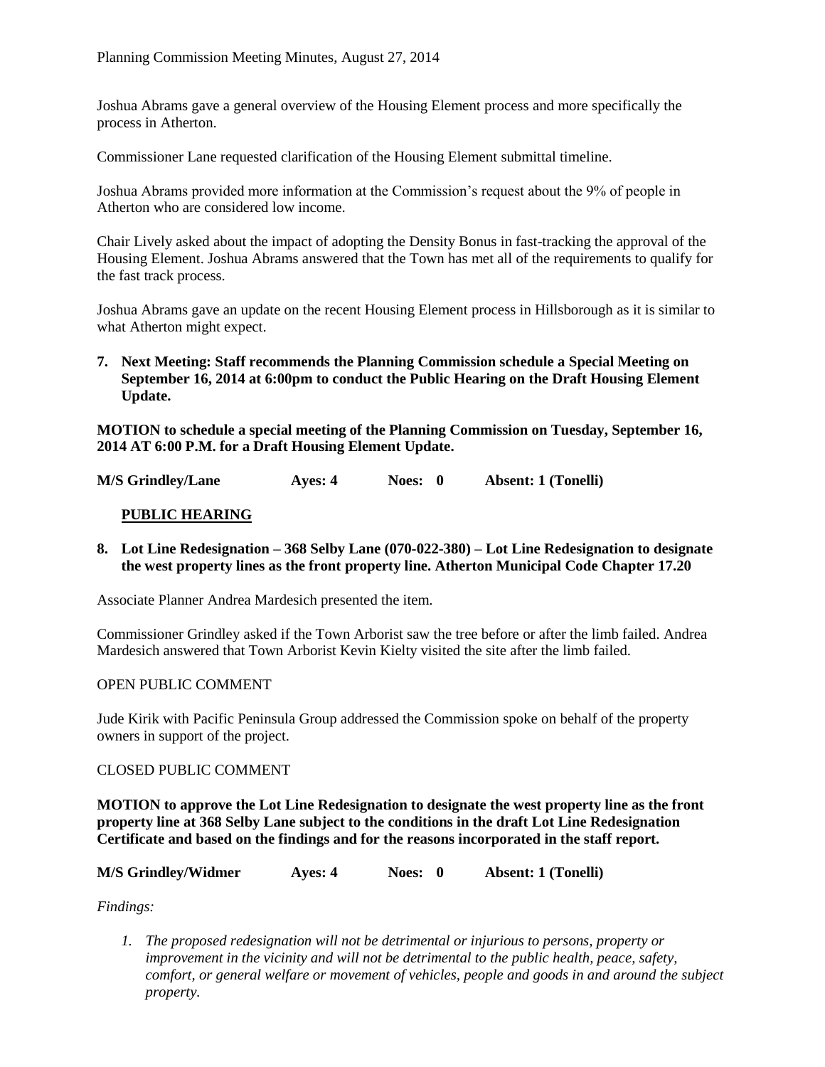Joshua Abrams gave a general overview of the Housing Element process and more specifically the process in Atherton.

Commissioner Lane requested clarification of the Housing Element submittal timeline.

Joshua Abrams provided more information at the Commission's request about the 9% of people in Atherton who are considered low income.

Chair Lively asked about the impact of adopting the Density Bonus in fast-tracking the approval of the Housing Element. Joshua Abrams answered that the Town has met all of the requirements to qualify for the fast track process.

Joshua Abrams gave an update on the recent Housing Element process in Hillsborough as it is similar to what Atherton might expect.

**7. Next Meeting: Staff recommends the Planning Commission schedule a Special Meeting on September 16, 2014 at 6:00pm to conduct the Public Hearing on the Draft Housing Element Update.**

**MOTION to schedule a special meeting of the Planning Commission on Tuesday, September 16, 2014 AT 6:00 P.M. for a Draft Housing Element Update.**

**M/S Grindley/Lane Ayes: 4 Noes: 0 Absent: 1 (Tonelli)**

**PUBLIC HEARING**

**8. Lot Line Redesignation – 368 Selby Lane (070-022-380) – Lot Line Redesignation to designate the west property lines as the front property line. Atherton Municipal Code Chapter 17.20**

Associate Planner Andrea Mardesich presented the item.

Commissioner Grindley asked if the Town Arborist saw the tree before or after the limb failed. Andrea Mardesich answered that Town Arborist Kevin Kielty visited the site after the limb failed.

OPEN PUBLIC COMMENT

Jude Kirik with Pacific Peninsula Group addressed the Commission spoke on behalf of the property owners in support of the project.

CLOSED PUBLIC COMMENT

**MOTION to approve the Lot Line Redesignation to designate the west property line as the front property line at 368 Selby Lane subject to the conditions in the draft Lot Line Redesignation Certificate and based on the findings and for the reasons incorporated in the staff report.**

**M/S Grindley/Widmer Ayes: 4 Noes: 0 Absent: 1 (Tonelli)**

*Findings:*

1. *The proposed redesignation will not be detrimental or injurious to persons, property or improvement in the vicinity and will not be detrimental to the public health, peace, safety, comfort, or general welfare or movement of vehicles, people and goods in and around the subject property.*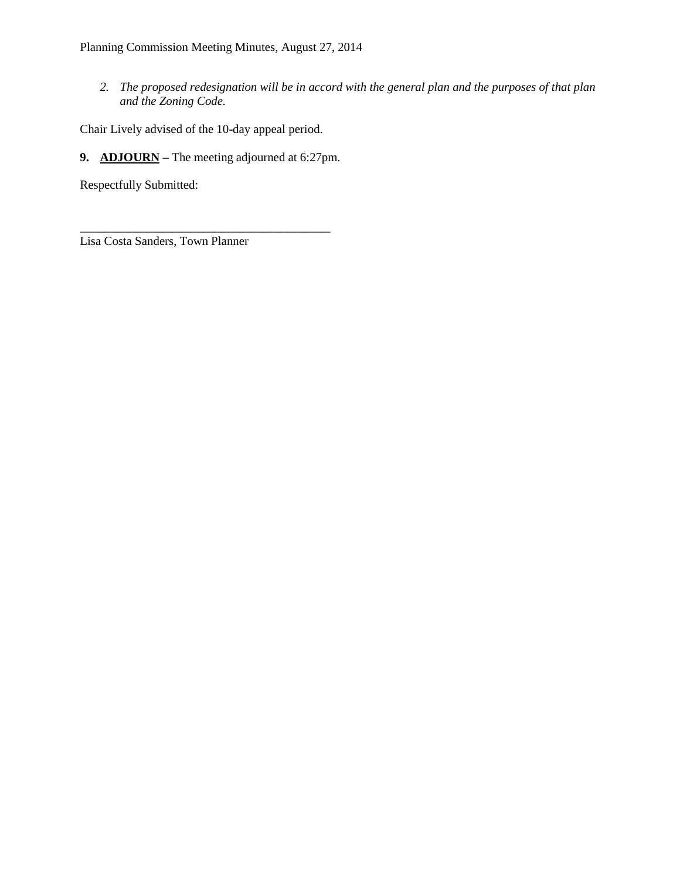2. *The proposed redesignation will be in accord with the general plan and the purposes of that plan and the Zoning Code.*

Chair Lively advised of the 10-day appeal period.

**9. ADJOURN** – The meeting adjourned at 6:27pm.

Respectfully Submitted:

\_\_\_\_\_\_\_\_\_\_\_\_\_\_\_\_\_\_\_\_\_\_\_\_\_\_\_\_\_\_\_\_\_\_\_\_\_\_\_\_\_\_

Lisa Costa Sanders, Town Planner